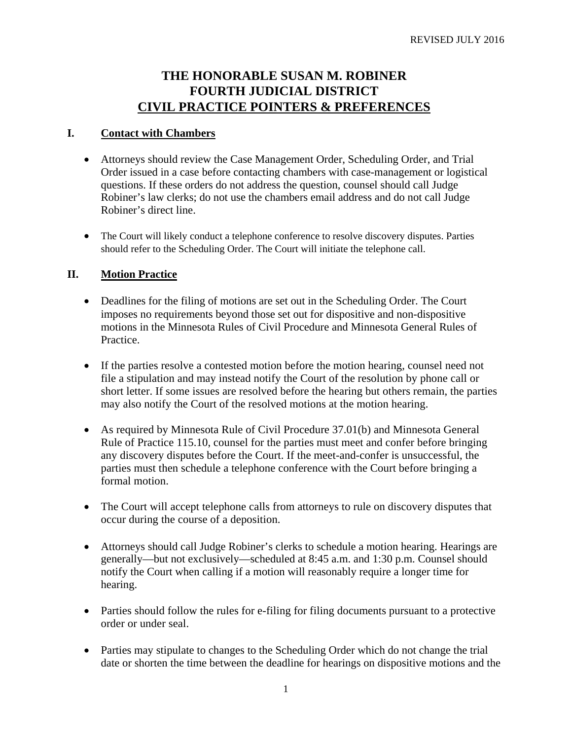REVISED JULY 2016

# THE HONORABLE SUSAN M. ROBINER
# FOURTH JUDICIAL DISTRICT
# CIVIL PRACTICE POINTERS & PREFERENCES

## I. Contact with Chambers

- Attorneys should review the Case Management Order, Scheduling Order, and Trial Order issued in a case before contacting chambers with case-management or logistical questions. If these orders do not address the question, counsel should call Judge Robiner's law clerks; do not use the chambers email address and do not call Judge Robiner's direct line.

- The Court will likely conduct a telephone conference to resolve discovery disputes. Parties should refer to the Scheduling Order. The Court will initiate the telephone call.

## II. Motion Practice

- Deadlines for the filing of motions are set out in the Scheduling Order. The Court imposes no requirements beyond those set out for dispositive and non-dispositive motions in the Minnesota Rules of Civil Procedure and Minnesota General Rules of Practice.

- If the parties resolve a contested motion before the motion hearing, counsel need not file a stipulation and may instead notify the Court of the resolution by phone call or short letter. If some issues are resolved before the hearing but others remain, the parties may also notify the Court of the resolved motions at the motion hearing.

- As required by Minnesota Rule of Civil Procedure 37.01(b) and Minnesota General Rule of Practice 115.10, counsel for the parties must meet and confer before bringing any discovery disputes before the Court. If the meet-and-confer is unsuccessful, the parties must then schedule a telephone conference with the Court before bringing a formal motion.

- The Court will accept telephone calls from attorneys to rule on discovery disputes that occur during the course of a deposition.

- Attorneys should call Judge Robiner's clerks to schedule a motion hearing. Hearings are generally—but not exclusively—scheduled at 8:45 a.m. and 1:30 p.m. Counsel should notify the Court when calling if a motion will reasonably require a longer time for hearing.

- Parties should follow the rules for e-filing for filing documents pursuant to a protective order or under seal.

- Parties may stipulate to changes to the Scheduling Order which do not change the trial date or shorten the time between the deadline for hearings on dispositive motions and the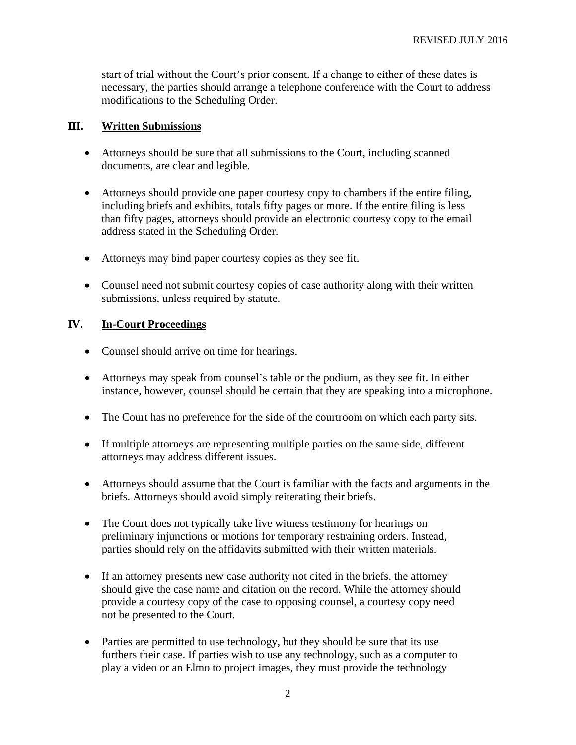start of trial without the Court's prior consent. If a change to either of these dates is necessary, the parties should arrange a telephone conference with the Court to address modifications to the Scheduling Order.

## III. Written Submissions

- Attorneys should be sure that all submissions to the Court, including scanned documents, are clear and legible.

- Attorneys should provide one paper courtesy copy to chambers if the entire filing, including briefs and exhibits, totals fifty pages or more. If the entire filing is less than fifty pages, attorneys should provide an electronic courtesy copy to the email address stated in the Scheduling Order.

- Attorneys may bind paper courtesy copies as they see fit.

- Counsel need not submit courtesy copies of case authority along with their written submissions, unless required by statute.

## IV. In-Court Proceedings

- Counsel should arrive on time for hearings.

- Attorneys may speak from counsel's table or the podium, as they see fit. In either instance, however, counsel should be certain that they are speaking into a microphone.

- The Court has no preference for the side of the courtroom on which each party sits.

- If multiple attorneys are representing multiple parties on the same side, different attorneys may address different issues.

- Attorneys should assume that the Court is familiar with the facts and arguments in the briefs. Attorneys should avoid simply reiterating their briefs.

- The Court does not typically take live witness testimony for hearings on preliminary injunctions or motions for temporary restraining orders. Instead, parties should rely on the affidavits submitted with their written materials.

- If an attorney presents new case authority not cited in the briefs, the attorney should give the case name and citation on the record. While the attorney should provide a courtesy copy of the case to opposing counsel, a courtesy copy need not be presented to the Court.

- Parties are permitted to use technology, but they should be sure that its use furthers their case. If parties wish to use any technology, such as a computer to play a video or an Elmo to project images, they must provide the technology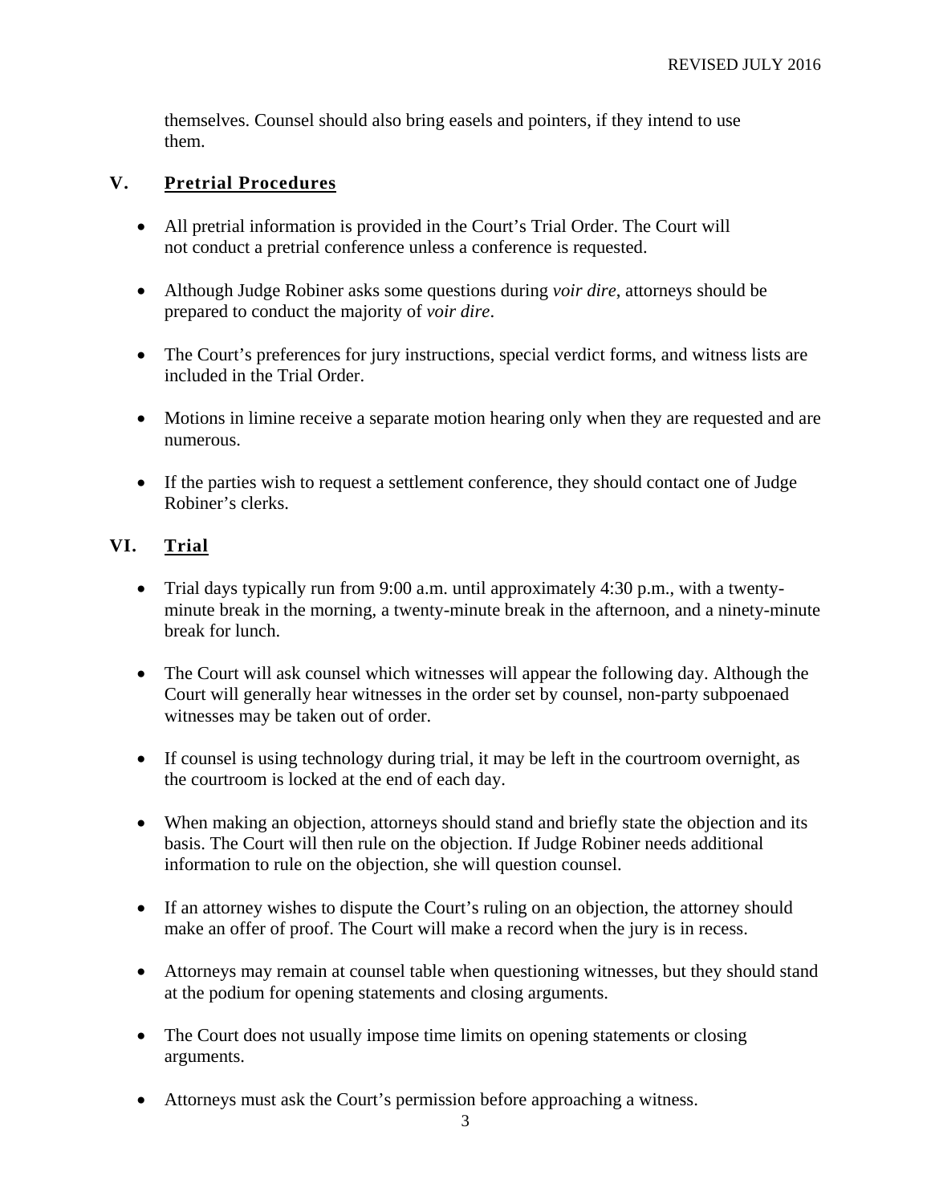themselves. Counsel should also bring easels and pointers, if they intend to use them.

## V. Pretrial Procedures

- All pretrial information is provided in the Court's Trial Order. The Court will not conduct a pretrial conference unless a conference is requested.

- Although Judge Robiner asks some questions during *voir dire*, attorneys should be prepared to conduct the majority of *voir dire*.

- The Court's preferences for jury instructions, special verdict forms, and witness lists are included in the Trial Order.

- Motions in limine receive a separate motion hearing only when they are requested and are numerous.

- If the parties wish to request a settlement conference, they should contact one of Judge Robiner's clerks.

## VI. Trial

- Trial days typically run from 9:00 a.m. until approximately 4:30 p.m., with a twenty-minute break in the morning, a twenty-minute break in the afternoon, and a ninety-minute break for lunch.

- The Court will ask counsel which witnesses will appear the following day. Although the Court will generally hear witnesses in the order set by counsel, non-party subpoenaed witnesses may be taken out of order.

- If counsel is using technology during trial, it may be left in the courtroom overnight, as the courtroom is locked at the end of each day.

- When making an objection, attorneys should stand and briefly state the objection and its basis. The Court will then rule on the objection. If Judge Robiner needs additional information to rule on the objection, she will question counsel.

- If an attorney wishes to dispute the Court's ruling on an objection, the attorney should make an offer of proof. The Court will make a record when the jury is in recess.

- Attorneys may remain at counsel table when questioning witnesses, but they should stand at the podium for opening statements and closing arguments.

- The Court does not usually impose time limits on opening statements or closing arguments.

- Attorneys must ask the Court's permission before approaching a witness.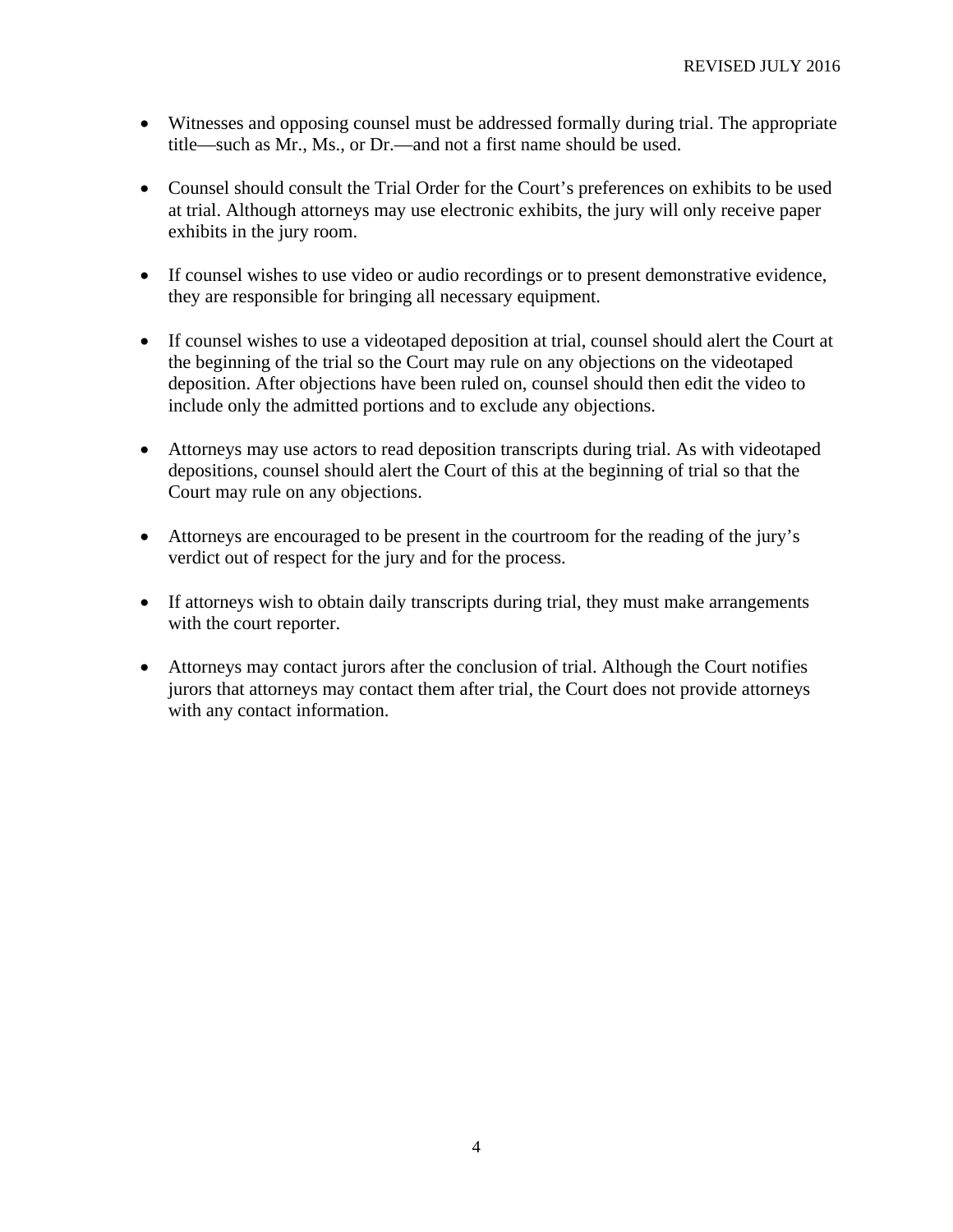- Witnesses and opposing counsel must be addressed formally during trial. The appropriate title—such as Mr., Ms., or Dr.—and not a first name should be used.

- Counsel should consult the Trial Order for the Court's preferences on exhibits to be used at trial. Although attorneys may use electronic exhibits, the jury will only receive paper exhibits in the jury room.

- If counsel wishes to use video or audio recordings or to present demonstrative evidence, they are responsible for bringing all necessary equipment.

- If counsel wishes to use a videotaped deposition at trial, counsel should alert the Court at the beginning of the trial so the Court may rule on any objections on the videotaped deposition. After objections have been ruled on, counsel should then edit the video to include only the admitted portions and to exclude any objections.

- Attorneys may use actors to read deposition transcripts during trial. As with videotaped depositions, counsel should alert the Court of this at the beginning of trial so that the Court may rule on any objections.

- Attorneys are encouraged to be present in the courtroom for the reading of the jury's verdict out of respect for the jury and for the process.

- If attorneys wish to obtain daily transcripts during trial, they must make arrangements with the court reporter.

- Attorneys may contact jurors after the conclusion of trial. Although the Court notifies jurors that attorneys may contact them after trial, the Court does not provide attorneys with any contact information.